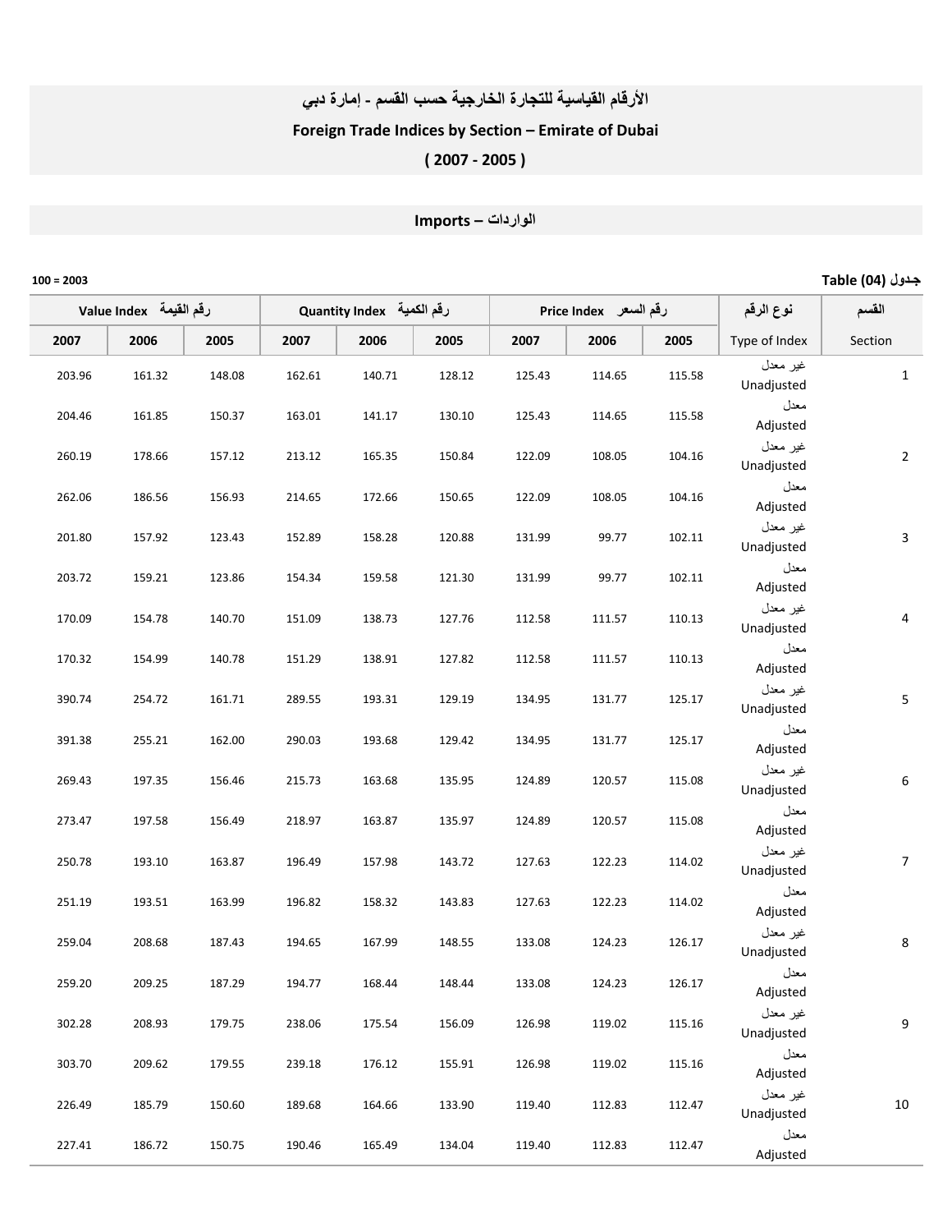# الأرقام القياسية للتجارة الخارجية حسب القسم - إمارة دبي

# Foreign Trade Indices by Section – Emirate of Dubai

# ( 2007 - 2005 )

## Imports – الواردات

جدول Table (04)

100 = 2003

| Value Index رقم القيمة | | | Quantity Index رقم الكمية | | | Price Index رقم السعر | | | نوع الرقم | القسم |
|---|---|---|---|---|---|---|---|---|---|---|
| 2007 | 2006 | 2005 | 2007 | 2006 | 2005 | 2007 | 2006 | 2005 | Type of Index | Section |
| 203.96 | 161.32 | 148.08 | 162.61 | 140.71 | 128.12 | 125.43 | 114.65 | 115.58 | غير معدل Unadjusted | 1 |
| 204.46 | 161.85 | 150.37 | 163.01 | 141.17 | 130.10 | 125.43 | 114.65 | 115.58 | معدل Adjusted | |
| 260.19 | 178.66 | 157.12 | 213.12 | 165.35 | 150.84 | 122.09 | 108.05 | 104.16 | غير معدل Unadjusted | 2 |
| 262.06 | 186.56 | 156.93 | 214.65 | 172.66 | 150.65 | 122.09 | 108.05 | 104.16 | معدل Adjusted | |
| 201.80 | 157.92 | 123.43 | 152.89 | 158.28 | 120.88 | 131.99 | 99.77 | 102.11 | غير معدل Unadjusted | 3 |
| 203.72 | 159.21 | 123.86 | 154.34 | 159.58 | 121.30 | 131.99 | 99.77 | 102.11 | معدل Adjusted | |
| 170.09 | 154.78 | 140.70 | 151.09 | 138.73 | 127.76 | 112.58 | 111.57 | 110.13 | غير معدل Unadjusted | 4 |
| 170.32 | 154.99 | 140.78 | 151.29 | 138.91 | 127.82 | 112.58 | 111.57 | 110.13 | معدل Adjusted | |
| 390.74 | 254.72 | 161.71 | 289.55 | 193.31 | 129.19 | 134.95 | 131.77 | 125.17 | غير معدل Unadjusted | 5 |
| 391.38 | 255.21 | 162.00 | 290.03 | 193.68 | 129.42 | 134.95 | 131.77 | 125.17 | معدل Adjusted | |
| 269.43 | 197.35 | 156.46 | 215.73 | 163.68 | 135.95 | 124.89 | 120.57 | 115.08 | غير معدل Unadjusted | 6 |
| 273.47 | 197.58 | 156.49 | 218.97 | 163.87 | 135.97 | 124.89 | 120.57 | 115.08 | معدل Adjusted | |
| 250.78 | 193.10 | 163.87 | 196.49 | 157.98 | 143.72 | 127.63 | 122.23 | 114.02 | غير معدل Unadjusted | 7 |
| 251.19 | 193.51 | 163.99 | 196.82 | 158.32 | 143.83 | 127.63 | 122.23 | 114.02 | معدل Adjusted | |
| 259.04 | 208.68 | 187.43 | 194.65 | 167.99 | 148.55 | 133.08 | 124.23 | 126.17 | غير معدل Unadjusted | 8 |
| 259.20 | 209.25 | 187.29 | 194.77 | 168.44 | 148.44 | 133.08 | 124.23 | 126.17 | معدل Adjusted | |
| 302.28 | 208.93 | 179.75 | 238.06 | 175.54 | 156.09 | 126.98 | 119.02 | 115.16 | غير معدل Unadjusted | 9 |
| 303.70 | 209.62 | 179.55 | 239.18 | 176.12 | 155.91 | 126.98 | 119.02 | 115.16 | معدل Adjusted | |
| 226.49 | 185.79 | 150.60 | 189.68 | 164.66 | 133.90 | 119.40 | 112.83 | 112.47 | غير معدل Unadjusted | 10 |
| 227.41 | 186.72 | 150.75 | 190.46 | 165.49 | 134.04 | 119.40 | 112.83 | 112.47 | معدل Adjusted | |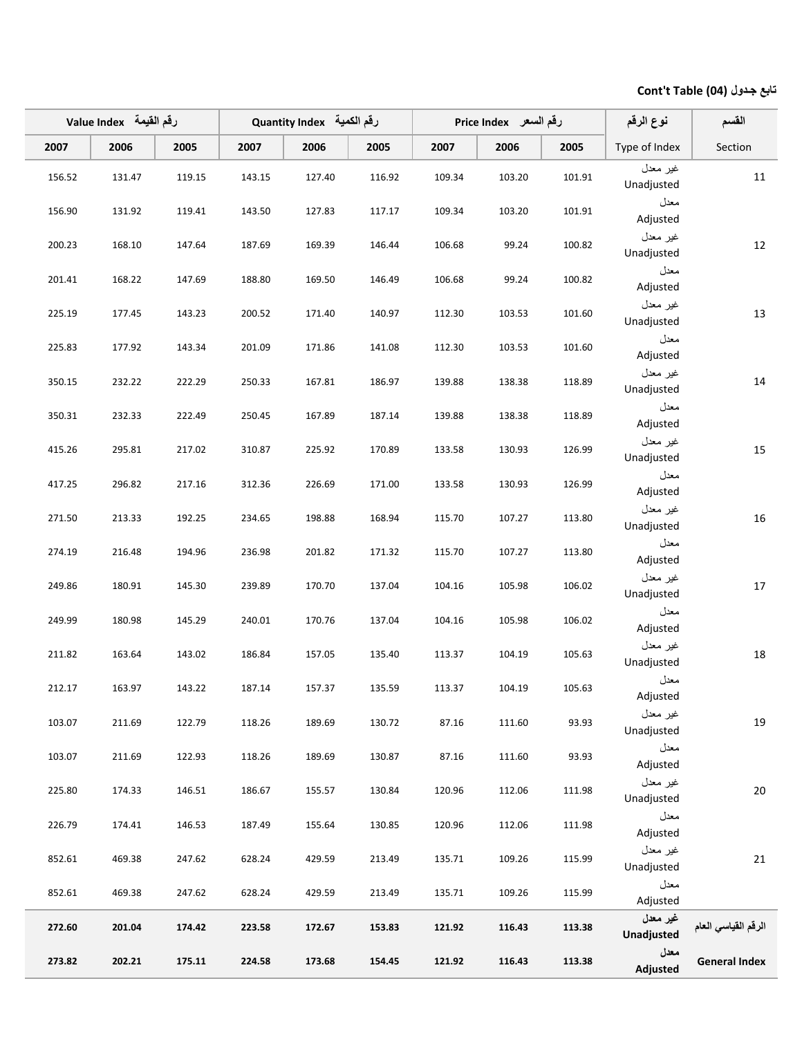**Cont't Table (04) تابع جدول**

| Value Index رقم القيمة | | | Quantity Index رقم الكمية | | | Price Index رقم السعر | | | نوع الرقم | القسم |
|---|---|---|---|---|---|---|---|---|---|---|
| 2007 | 2006 | 2005 | 2007 | 2006 | 2005 | 2007 | 2006 | 2005 | Type of Index | Section |
| 156.52 | 131.47 | 119.15 | 143.15 | 127.40 | 116.92 | 109.34 | 103.20 | 101.91 | غير معدل Unadjusted | 11 |
| 156.90 | 131.92 | 119.41 | 143.50 | 127.83 | 117.17 | 109.34 | 103.20 | 101.91 | معدل Adjusted | |
| 200.23 | 168.10 | 147.64 | 187.69 | 169.39 | 146.44 | 106.68 | 99.24 | 100.82 | غير معدل Unadjusted | 12 |
| 201.41 | 168.22 | 147.69 | 188.80 | 169.50 | 146.49 | 106.68 | 99.24 | 100.82 | معدل Adjusted | |
| 225.19 | 177.45 | 143.23 | 200.52 | 171.40 | 140.97 | 112.30 | 103.53 | 101.60 | غير معدل Unadjusted | 13 |
| 225.83 | 177.92 | 143.34 | 201.09 | 171.86 | 141.08 | 112.30 | 103.53 | 101.60 | معدل Adjusted | |
| 350.15 | 232.22 | 222.29 | 250.33 | 167.81 | 186.97 | 139.88 | 138.38 | 118.89 | غير معدل Unadjusted | 14 |
| 350.31 | 232.33 | 222.49 | 250.45 | 167.89 | 187.14 | 139.88 | 138.38 | 118.89 | معدل Adjusted | |
| 415.26 | 295.81 | 217.02 | 310.87 | 225.92 | 170.89 | 133.58 | 130.93 | 126.99 | غير معدل Unadjusted | 15 |
| 417.25 | 296.82 | 217.16 | 312.36 | 226.69 | 171.00 | 133.58 | 130.93 | 126.99 | معدل Adjusted | |
| 271.50 | 213.33 | 192.25 | 234.65 | 198.88 | 168.94 | 115.70 | 107.27 | 113.80 | غير معدل Unadjusted | 16 |
| 274.19 | 216.48 | 194.96 | 236.98 | 201.82 | 171.32 | 115.70 | 107.27 | 113.80 | معدل Adjusted | |
| 249.86 | 180.91 | 145.30 | 239.89 | 170.70 | 137.04 | 104.16 | 105.98 | 106.02 | غير معدل Unadjusted | 17 |
| 249.99 | 180.98 | 145.29 | 240.01 | 170.76 | 137.04 | 104.16 | 105.98 | 106.02 | معدل Adjusted | |
| 211.82 | 163.64 | 143.02 | 186.84 | 157.05 | 135.40 | 113.37 | 104.19 | 105.63 | غير معدل Unadjusted | 18 |
| 212.17 | 163.97 | 143.22 | 187.14 | 157.37 | 135.59 | 113.37 | 104.19 | 105.63 | معدل Adjusted | |
| 103.07 | 211.69 | 122.79 | 118.26 | 189.69 | 130.72 | 87.16 | 111.60 | 93.93 | غير معدل Unadjusted | 19 |
| 103.07 | 211.69 | 122.93 | 118.26 | 189.69 | 130.87 | 87.16 | 111.60 | 93.93 | معدل Adjusted | |
| 225.80 | 174.33 | 146.51 | 186.67 | 155.57 | 130.84 | 120.96 | 112.06 | 111.98 | غير معدل Unadjusted | 20 |
| 226.79 | 174.41 | 146.53 | 187.49 | 155.64 | 130.85 | 120.96 | 112.06 | 111.98 | معدل Adjusted | |
| 852.61 | 469.38 | 247.62 | 628.24 | 429.59 | 213.49 | 135.71 | 109.26 | 115.99 | غير معدل Unadjusted | 21 |
| 852.61 | 469.38 | 247.62 | 628.24 | 429.59 | 213.49 | 135.71 | 109.26 | 115.99 | معدل Adjusted | |
| **272.60** | **201.04** | **174.42** | **223.58** | **172.67** | **153.83** | **121.92** | **116.43** | **113.38** | **غير معدل Unadjusted** | **الرقم القياسي العام** |
| **273.82** | **202.21** | **175.11** | **224.58** | **173.68** | **154.45** | **121.92** | **116.43** | **113.38** | **معدل Adjusted** | **General Index** |